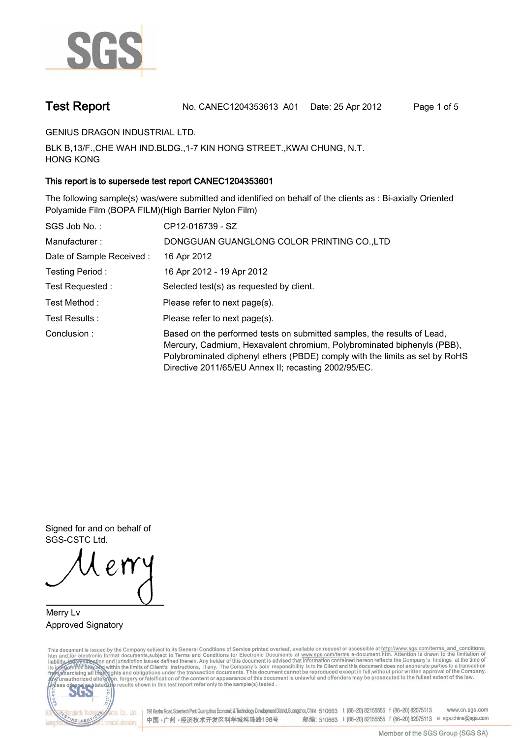SGS

# Test Report

No. CANEC1204353613 A01 Date: 25 Apr 2012

GENIUS DRAGON INDUSTRIAL LTD.

BLK B,13/F.,CHE WAH IND.BLDG.,1-7 KIN HONG STREET.,KWAI CHUNG, N.T.
HONG KONG

**This report is to supersede test report CANEC1204353601**

The following sample(s) was/were submitted and identified on behalf of the clients as : Bi-axially Oriented Polyamide Film (BOPA FILM)(High Barrier Nylon Film)

| | |
|---|---|
| SGS Job No. : | CP12-016739 - SZ |
| Manufacturer : | DONGGUAN GUANGLONG COLOR PRINTING CO.,LTD |
| Date of Sample Received : | 16 Apr 2012 |
| Testing Period : | 16 Apr 2012 - 19 Apr 2012 |
| Test Requested : | Selected test(s) as requested by client. |
| Test Method : | Please refer to next page(s). |
| Test Results : | Please refer to next page(s). |
| Conclusion : | Based on the performed tests on submitted samples, the results of Lead, Mercury, Cadmium, Hexavalent chromium, Polybrominated biphenyls (PBB), Polybrominated diphenyl ethers (PBDE) comply with the limits as set by RoHS Directive 2011/65/EU Annex II; recasting 2002/95/EC. |

Signed for and on behalf of
SGS-CSTC Ltd.

Merry Lv
Approved Signatory

This document is issued by the Company subject to its General Conditions of Service printed overleaf, available on request or accessible at http://www.sgs.com/terms_and_conditions.htm and,for electronic format documents,subject to Terms and Conditions for Electronic Documents at www.sgs.com/terms_e-document.htm. Attention is drawn to the limitation of liability, indemnification and jurisdiction issues defined therein. Any holder of this document is advised that information contained hereon reflects the Company's findings at the time of its intervention only and within the limits of Client's instructions, if any. The Company's sole responsibility is to its Client and this document does not exonerate parties to a transaction from exercising all their rights and obligations under the transaction documents. This document cannot be reproduced except in full,without prior written approval of the Company. Any unauthorized alteration, forgery or falsification of the content or appearance of this document is unlawful and offenders may be prosecuted to the fullest extent of the law. Unless otherwise stated the results shown in this test report refer only to the sample(s) tested .

198 Kezhu Road,Scientech Park Guangzhou Economic & Technology Development District,Guangzhou,China 510663 t (86-20) 82155555 f (86-20) 82075113 www.cn.sgs.com
中国・广州・经济技术开发区科学城科珠路198号 邮编: 510663 t (86-20) 82155555 f (86-20) 82075113 e sgs.china@sgs.com

Member of the SGS Group (SGS SA)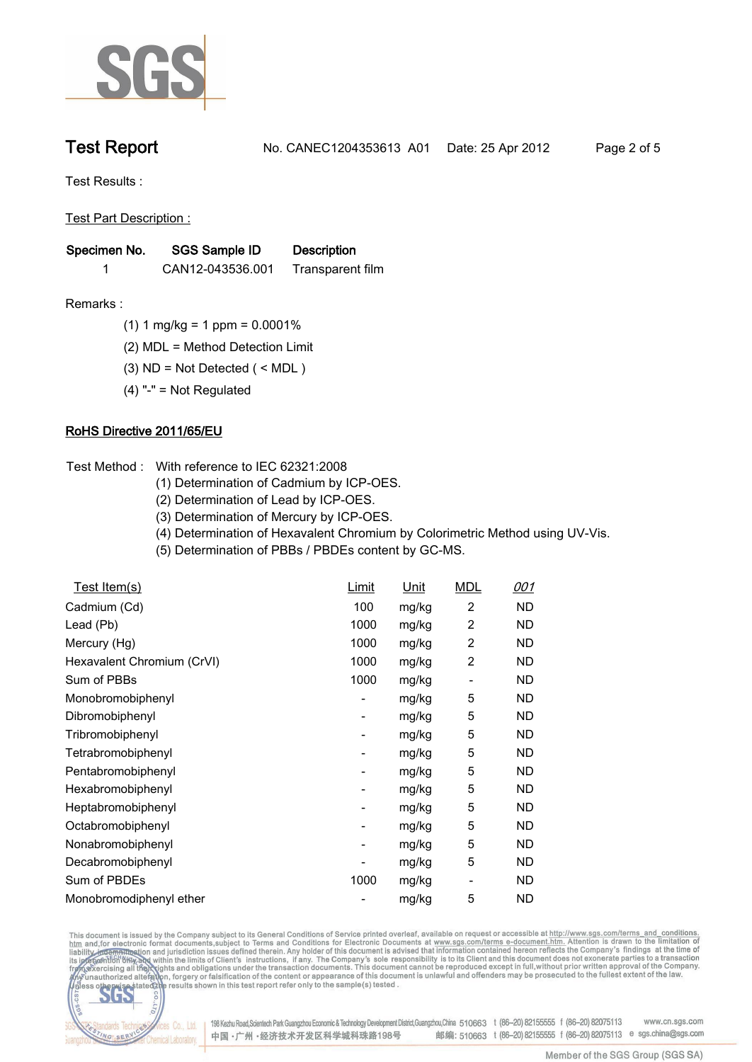**Test Report** No. CANEC1204353613 A01 Date: 25 Apr 2012

Test Results :

Test Part Description :

| Specimen No. | SGS Sample ID | Description |
|---|---|---|
| 1 | CAN12-043536.001 | Transparent film |

Remarks :

(1) 1 mg/kg = 1 ppm = 0.0001%

(2) MDL = Method Detection Limit

(3) ND = Not Detected ( < MDL )

(4) "-" = Not Regulated

**RoHS Directive 2011/65/EU**

Test Method : With reference to IEC 62321:2008

(1) Determination of Cadmium by ICP-OES.

(2) Determination of Lead by ICP-OES.

(3) Determination of Mercury by ICP-OES.

(4) Determination of Hexavalent Chromium by Colorimetric Method using UV-Vis.

(5) Determination of PBBs / PBDEs content by GC-MS.

| Test Item(s) | Limit | Unit | MDL | *001* |
|---|---|---|---|---|
| Cadmium (Cd) | 100 | mg/kg | 2 | ND |
| Lead (Pb) | 1000 | mg/kg | 2 | ND |
| Mercury (Hg) | 1000 | mg/kg | 2 | ND |
| Hexavalent Chromium (CrVI) | 1000 | mg/kg | 2 | ND |
| Sum of PBBs | 1000 | mg/kg | - | ND |
| Monobromobiphenyl | - | mg/kg | 5 | ND |
| Dibromobiphenyl | - | mg/kg | 5 | ND |
| Tribromobiphenyl | - | mg/kg | 5 | ND |
| Tetrabromobiphenyl | - | mg/kg | 5 | ND |
| Pentabromobiphenyl | - | mg/kg | 5 | ND |
| Hexabromobiphenyl | - | mg/kg | 5 | ND |
| Heptabromobiphenyl | - | mg/kg | 5 | ND |
| Octabromobiphenyl | - | mg/kg | 5 | ND |
| Nonabromobiphenyl | - | mg/kg | 5 | ND |
| Decabromobiphenyl | - | mg/kg | 5 | ND |
| Sum of PBDEs | 1000 | mg/kg | - | ND |
| Monobromodiphenyl ether | - | mg/kg | 5 | ND |

This document is issued by the Company subject to its General Conditions of Service printed overleaf, available on request or accessible at http://www.sgs.com/terms_and_conditions.htm and,for electronic format documents,subject to Terms and Conditions for Electronic Documents at www.sgs.com/terms_e-document.htm. Attention is drawn to the limitation of liability, indemnification and jurisdiction issues defined therein. Any holder of this document is advised that information contained hereon reflects the Company's findings at the time of its intervention only and within the limits of Client's instructions, if any. The Company's sole responsibility is to its Client and this document does not exonerate parties to a transaction from exercising all their rights and obligations under the transaction documents. This document cannot be reproduced except in full,without prior written approval of the Company. Any unauthorized alteration, forgery or falsification of the content or appearance of this document is unlawful and offenders may be prosecuted to the fullest extent of the law. Unless otherwise stated the results shown in this test report refer only to the sample(s) tested .

198 Kezhu Road,Scientech Park Guangzhou Economic & Technology Development District,Guangzhou,China 510663 t (86–20) 82155555 f (86–20) 82075113 www.cn.sgs.com
中国 · 广州 · 经济技术开发区科学城科珠路198号 邮编: 510663 t (86–20) 82155555 f (86–20) 82075113 e sgs.china@sgs.com

Member of the SGS Group (SGS SA)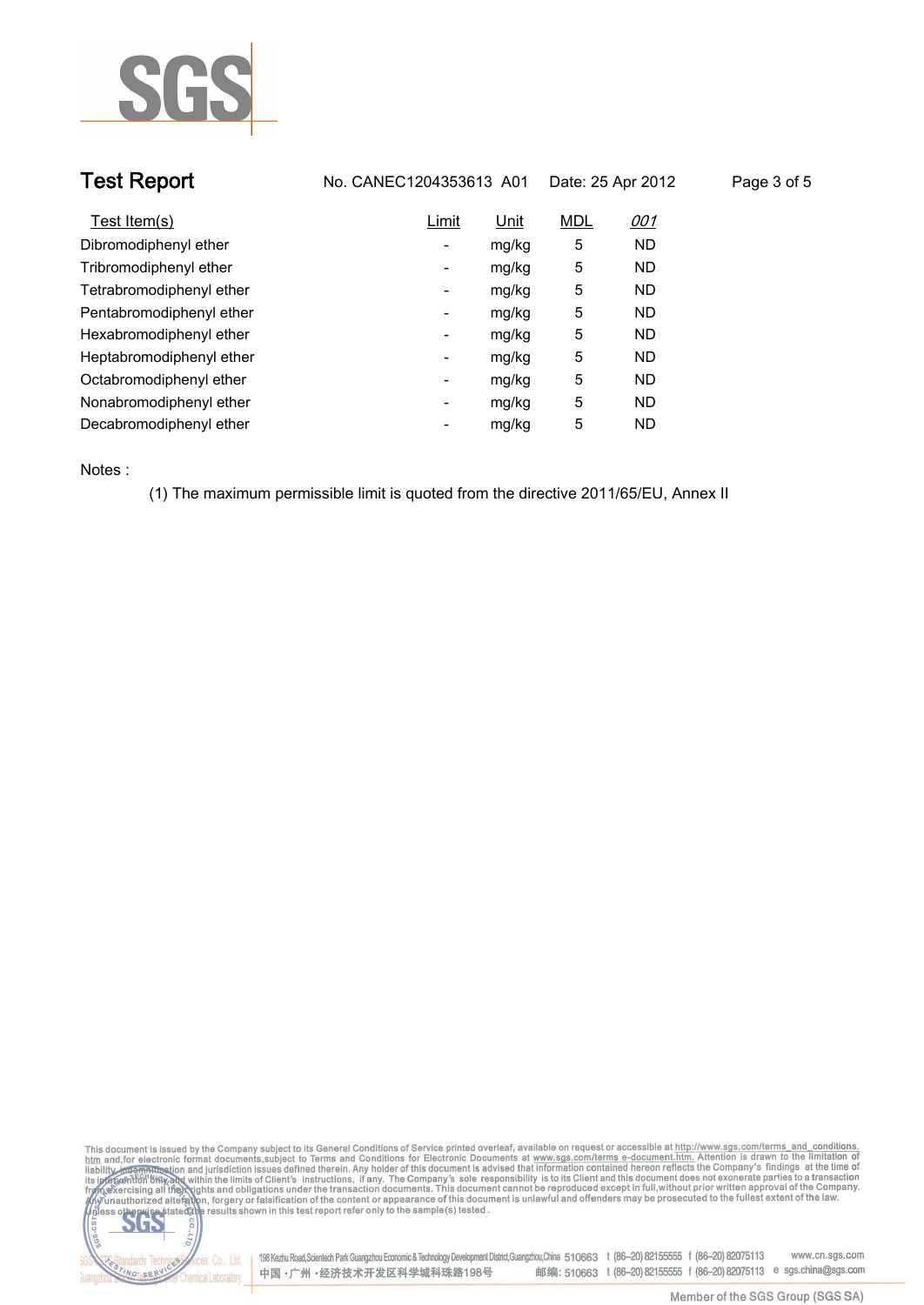| Test Item(s) | Limit | Unit | MDL | *001* |
| --- | --- | --- | --- | --- |
| Dibromodiphenyl ether | - | mg/kg | 5 | ND |
| Tribromodiphenyl ether | - | mg/kg | 5 | ND |
| Tetrabromodiphenyl ether | - | mg/kg | 5 | ND |
| Pentabromodiphenyl ether | - | mg/kg | 5 | ND |
| Hexabromodiphenyl ether | - | mg/kg | 5 | ND |
| Heptabromodiphenyl ether | - | mg/kg | 5 | ND |
| Octabromodiphenyl ether | - | mg/kg | 5 | ND |
| Nonabromodiphenyl ether | - | mg/kg | 5 | ND |
| Decabromodiphenyl ether | - | mg/kg | 5 | ND |

Notes :

(1) The maximum permissible limit is quoted from the directive 2011/65/EU, Annex II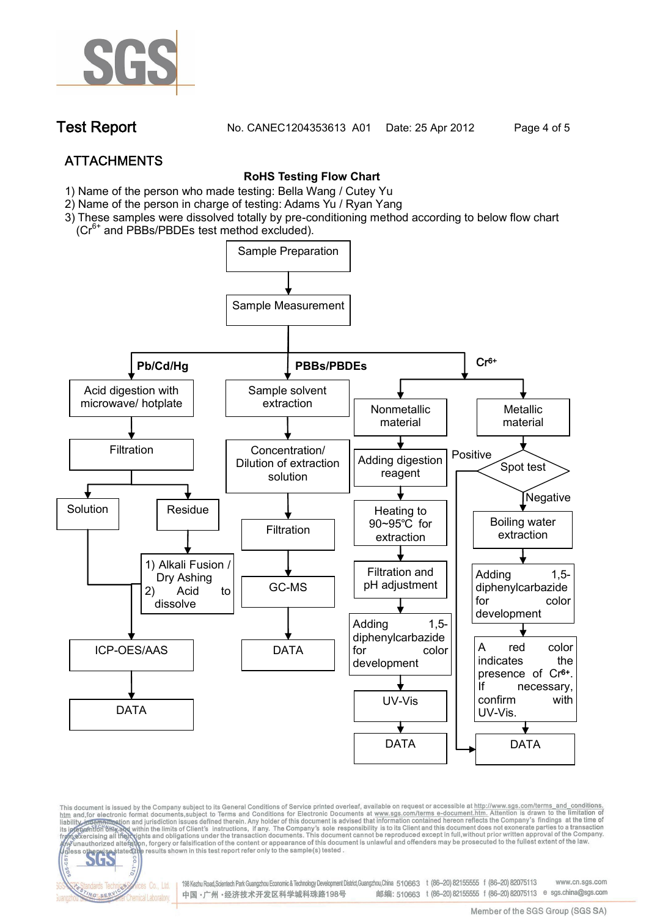## ATTACHMENTS

**RoHS Testing Flow Chart**

1) Name of the person who made testing: Bella Wang / Cutey Yu
2) Name of the person in charge of testing: Adams Yu / Ryan Yang
3) These samples were dissolved totally by pre-conditioning method according to below flow chart ($Cr^{6+}$ and PBBs/PBDEs test method excluded).

Sample Preparation → Sample Measurement

**Pb/Cd/Hg**

- Acid digestion with microwave/ hotplate
- Filtration
  - Solution → ICP-OES/AAS
  - Residue → 1) Alkali Fusion / Dry Ashing 2) Acid to dissolve → ICP-OES/AAS
- ICP-OES/AAS
- DATA

**PBBs/PBDEs**

- Sample solvent extraction
- Concentration/ Dilution of extraction solution
- Filtration
- GC-MS
- DATA

**$Cr^{6+}$**

Nonmetallic material:

- Adding digestion reagent
- Heating to 90~95℃ for extraction
- Filtration and pH adjustment
- Adding 1,5-diphenylcarbazide for color development
- UV-Vis
- DATA

Metallic material:

- Spot test
  - Positive → DATA
  - Negative → Boiling water extraction
- Adding 1,5-diphenylcarbazide for color development
- A red color indicates the presence of $Cr^{6+}$. If necessary, confirm with UV-Vis.
- DATA

This document is issued by the Company subject to its General Conditions of Service printed overleaf, available on request or accessible at http://www.sgs.com/terms_and_conditions.htm and,for electronic format documents,subject to Terms and Conditions for Electronic Documents at www.sgs.com/terms_e-document.htm. Attention is drawn to the limitation of liability, indemnification and jurisdiction issues defined therein. Any holder of this document is advised that information contained hereon reflects the Company's findings at the time of its intervention only and within the limits of Client's instructions, if any. The Company's sole responsibility is to its Client and this document does not exonerate parties to a transaction from exercising all their rights and obligations under the transaction documents. This document cannot be reproduced except in full,without prior written approval of the Company. Any unauthorized alteration, forgery or falsification of the content or appearance of this document is unlawful and offenders may be prosecuted to the fullest extent of the law. Unless otherwise stated the results shown in this test report refer only to the sample(s) tested .

198 Kezhu Road,Scientech Park Guangzhou Economic & Technology Development District,Guangzhou,China 510663 t (86–20) 82155555 f (86–20) 82075113 www.cn.sgs.com
中国・广州・经济技术开发区科学城科珠路198号 邮编: 510663 t (86–20) 82155555 f (86–20) 82075113 e sgs.china@sgs.com

Member of the SGS Group (SGS SA)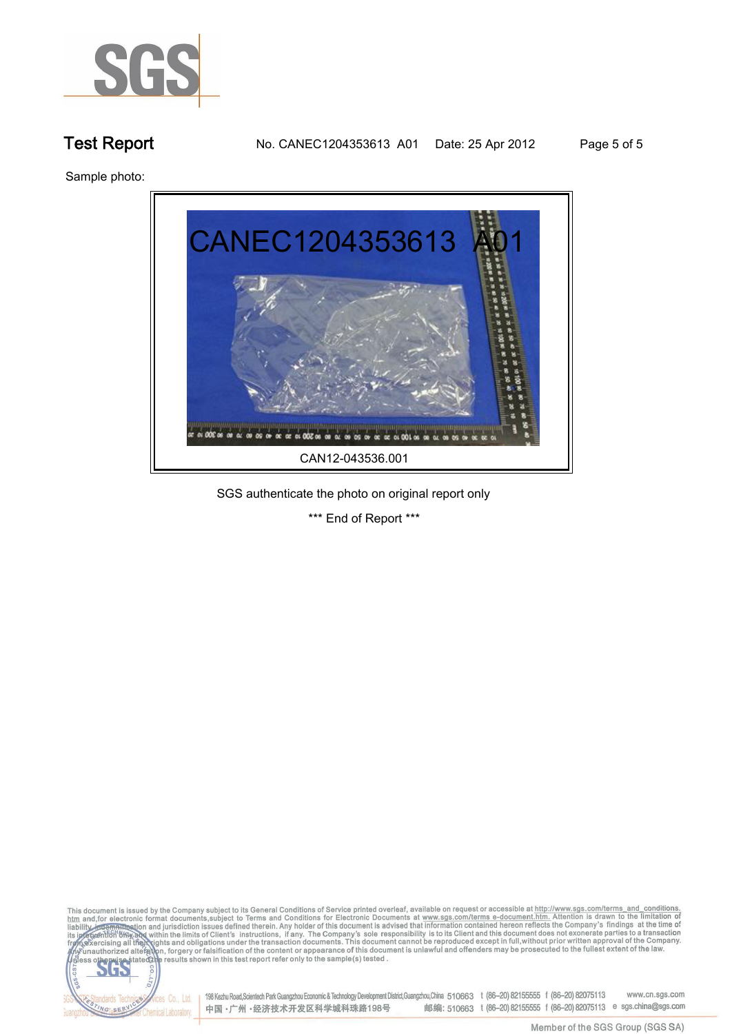# Test Report

No. CANEC1204353613 A01 Date: 25 Apr 2012

Sample photo:

CANEC1204353613 A01

CAN12-043536.001

SGS authenticate the photo on original report only

*** End of Report ***

This document is issued by the Company subject to its General Conditions of Service printed overleaf, available on request or accessible at http://www.sgs.com/terms_and_conditions.htm and,for electronic format documents,subject to Terms and Conditions for Electronic Documents at www.sgs.com/terms_e-document.htm. Attention is drawn to the limitation of liability, indemnification and jurisdiction issues defined therein. Any holder of this document is advised that information contained hereon reflects the Company's findings at the time of its intervention only and within the limits of Client's instructions, if any. The Company's sole responsibility is to its Client and this document does not exonerate parties to a transaction from exercising all their rights and obligations under the transaction documents. This document cannot be reproduced except in full,without prior written approval of the Company. Any unauthorized alteration, forgery or falsification of the content or appearance of this document is unlawful and offenders may be prosecuted to the fullest extent of the law. Unless otherwise stated the results shown in this test report refer only to the sample(s) tested .

198 Kezhu Road,Scientech Park Guangzhou Economic & Technology Development District,Guangzhou,China 510663 t (86–20) 82155555 f (86–20) 82075113 www.cn.sgs.com

中国 ·广州 ·经济技术开发区科学城科珠路198号 邮编: 510663 t (86–20) 82155555 f (86–20) 82075113 e sgs.china@sgs.com

Member of the SGS Group (SGS SA)